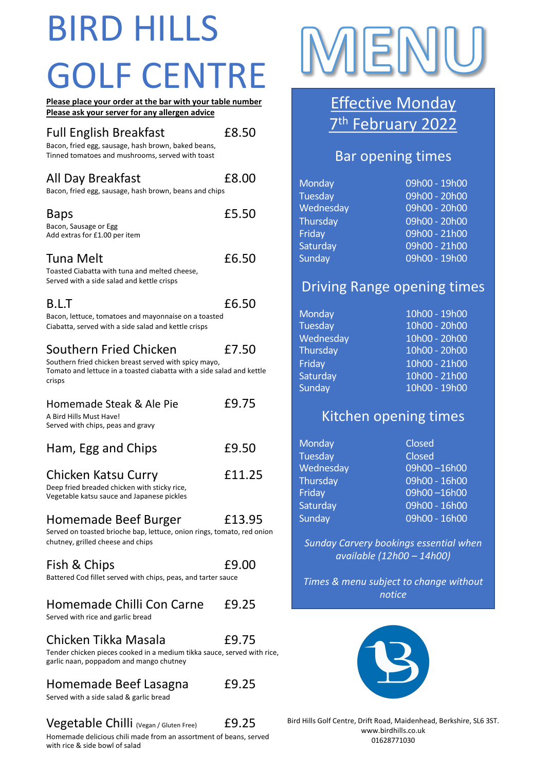# BIRD HILLS GOLF CENTRE

**Please place your order at the bar with your table number**
**Please ask your server for any allergen advice**

## Full English Breakfast — £8.50
Bacon, fried egg, sausage, hash brown, baked beans, Tinned tomatoes and mushrooms, served with toast

## All Day Breakfast — £8.00
Bacon, fried egg, sausage, hash brown, beans and chips

## Baps — £5.50
Bacon, Sausage or Egg
Add extras for £1.00 per item

## Tuna Melt — £6.50
Toasted Ciabatta with tuna and melted cheese, Served with a side salad and kettle crisps

## B.L.T — £6.50
Bacon, lettuce, tomatoes and mayonnaise on a toasted Ciabatta, served with a side salad and kettle crisps

## Southern Fried Chicken — £7.50
Southern fried chicken breast served with spicy mayo, Tomato and lettuce in a toasted ciabatta with a side salad and kettle crisps

## Homemade Steak & Ale Pie — £9.75
A Bird Hills Must Have!
Served with chips, peas and gravy

## Ham, Egg and Chips — £9.50

## Chicken Katsu Curry — £11.25
Deep fried breaded chicken with sticky rice, Vegetable katsu sauce and Japanese pickles

## Homemade Beef Burger — £13.95
Served on toasted brioche bap, lettuce, onion rings, tomato, red onion chutney, grilled cheese and chips

## Fish & Chips — £9.00
Battered Cod fillet served with chips, peas, and tarter sauce

## Homemade Chilli Con Carne — £9.25
Served with rice and garlic bread

## Chicken Tikka Masala — £9.75
Tender chicken pieces cooked in a medium tikka sauce, served with rice, garlic naan, poppadom and mango chutney

## Homemade Beef Lasagna — £9.25
Served with a side salad & garlic bread

## Vegetable Chilli (Vegan / Gluten Free) — £9.25
Homemade delicious chili made from an assortment of beans, served with rice & side bowl of salad

# MENU

**Effective Monday 7th February 2022**

## Bar opening times

| Day | Hours |
|---|---|
| Monday | 09h00 - 19h00 |
| Tuesday | 09h00 - 20h00 |
| Wednesday | 09h00 - 20h00 |
| Thursday | 09h00 - 20h00 |
| Friday | 09h00 - 21h00 |
| Saturday | 09h00 - 21h00 |
| Sunday | 09h00 - 19h00 |

## Driving Range opening times

| Day | Hours |
|---|---|
| Monday | 10h00 - 19h00 |
| Tuesday | 10h00 - 20h00 |
| Wednesday | 10h00 - 20h00 |
| Thursday | 10h00 - 20h00 |
| Friday | 10h00 - 21h00 |
| Saturday | 10h00 - 21h00 |
| Sunday | 10h00 - 19h00 |

## Kitchen opening times

| Day | Hours |
|---|---|
| Monday | Closed |
| Tuesday | Closed |
| Wednesday | 09h00 –16h00 |
| Thursday | 09h00 - 16h00 |
| Friday | 09h00 –16h00 |
| Saturday | 09h00 - 16h00 |
| Sunday | 09h00 - 16h00 |

*Sunday Carvery bookings essential when available (12h00 – 14h00)*

*Times & menu subject to change without notice*

Bird Hills Golf Centre, Drift Road, Maidenhead, Berkshire, SL6 3ST.
www.birdhills.co.uk
01628771030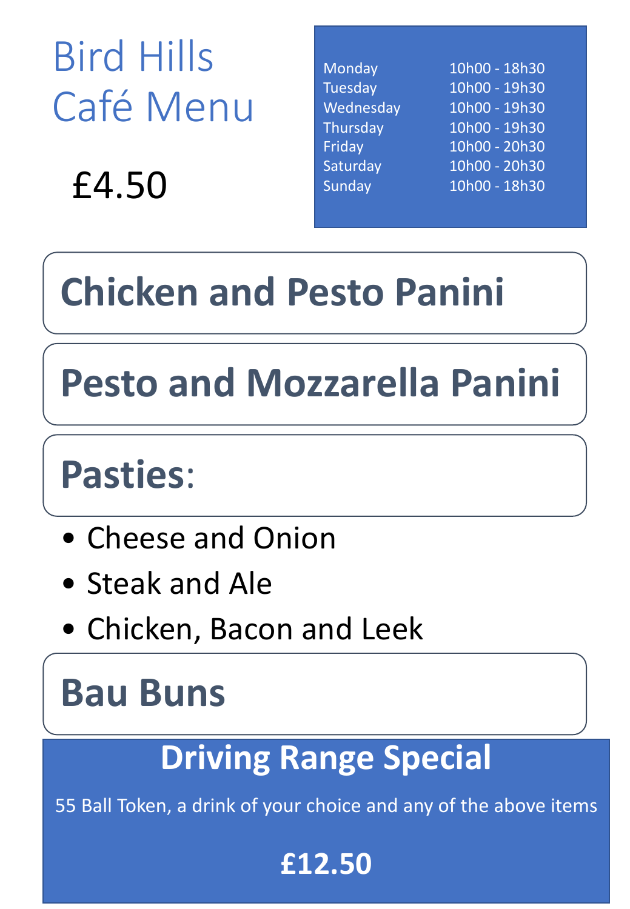# Bird Hills Café Menu

£4.50

| Day | Hours |
|---|---|
| Monday | 10h00 - 18h30 |
| Tuesday | 10h00 - 19h30 |
| Wednesday | 10h00 - 19h30 |
| Thursday | 10h00 - 19h30 |
| Friday | 10h00 - 20h30 |
| Saturday | 10h00 - 20h30 |
| Sunday | 10h00 - 18h30 |

## Chicken and Pesto Panini

## Pesto and Mozzarella Panini

## Pasties:

- Cheese and Onion
- Steak and Ale
- Chicken, Bacon and Leek

## Bau Buns

## Driving Range Special

55 Ball Token, a drink of your choice and any of the above items

**£12.50**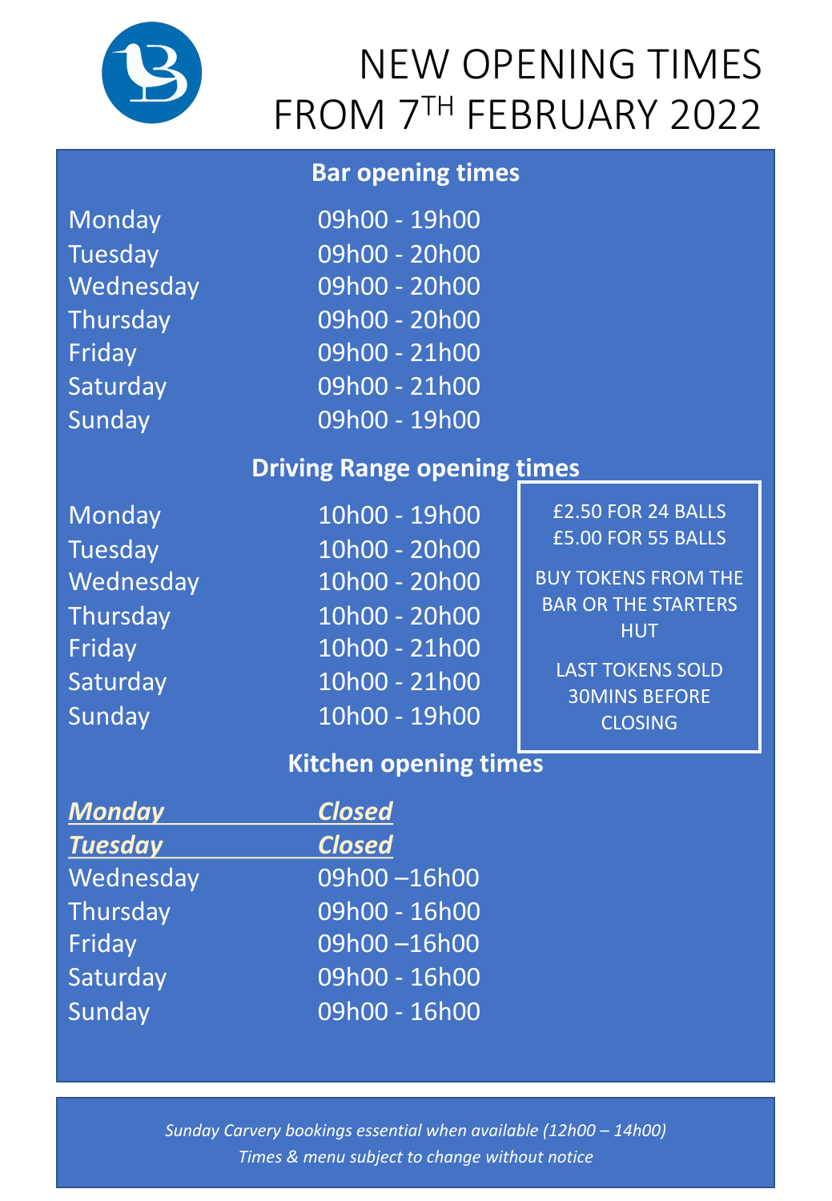# NEW OPENING TIMES FROM 7TH FEBRUARY 2022

## Bar opening times

| | |
|---|---|
| Monday | 09h00 - 19h00 |
| Tuesday | 09h00 - 20h00 |
| Wednesday | 09h00 - 20h00 |
| Thursday | 09h00 - 20h00 |
| Friday | 09h00 - 21h00 |
| Saturday | 09h00 - 21h00 |
| Sunday | 09h00 - 19h00 |

## Driving Range opening times

| | |
|---|---|
| Monday | 10h00 - 19h00 |
| Tuesday | 10h00 - 20h00 |
| Wednesday | 10h00 - 20h00 |
| Thursday | 10h00 - 20h00 |
| Friday | 10h00 - 21h00 |
| Saturday | 10h00 - 21h00 |
| Sunday | 10h00 - 19h00 |

£2.50 FOR 24 BALLS
£5.00 FOR 55 BALLS

BUY TOKENS FROM THE BAR OR THE STARTERS HUT

LAST TOKENS SOLD 30MINS BEFORE CLOSING

## Kitchen opening times

| | |
|---|---|
| ***Monday*** | ***Closed*** |
| ***Tuesday*** | ***Closed*** |
| Wednesday | 09h00 –16h00 |
| Thursday | 09h00 - 16h00 |
| Friday | 09h00 –16h00 |
| Saturday | 09h00 - 16h00 |
| Sunday | 09h00 - 16h00 |

*Sunday Carvery bookings essential when available (12h00 – 14h00)*
*Times & menu subject to change without notice*